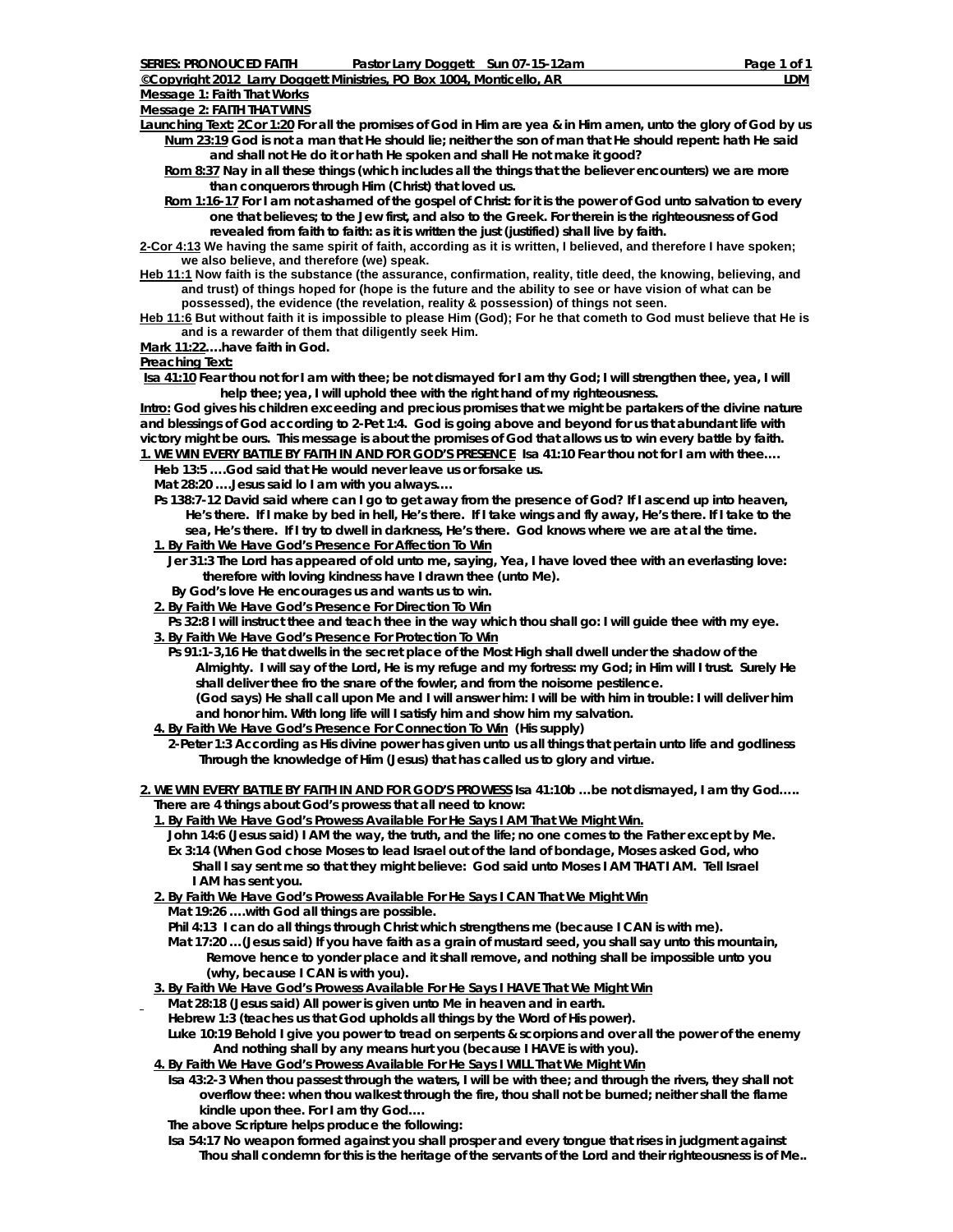**SERIES: PRONOUCED FAITH** **Pastor Larry Doggett Sun 07-15-12am**

**©Copyright 2012 Larry Doggett Ministries, PO Box 1004, Monticello, AR** **LDM**

**Message 1: Faith That Works**

**Message 2: FAITH THAT WINS**

**Launching Text: 2Cor 1:20 For all the promises of God in Him are yea & in Him amen, unto the glory of God by us**

**Num 23:19 God is not a man that He should lie; neither the son of man that He should repent: hath He said and shall not He do it or hath He spoken and shall He not make it good?**

**Rom 8:37 Nay in all these things (which includes all the things that the believer encounters) we are more than conquerors through Him (Christ) that loved us.**

**Rom 1:16-17 For I am not ashamed of the gospel of Christ: for it is the power of God unto salvation to every one that believes; to the Jew first, and also to the Greek. For therein is the righteousness of God revealed from faith to faith: as it is written the just (justified) shall live by faith.**

**2-Cor 4:13 We having the same spirit of faith, according as it is written, I believed, and therefore I have spoken; we also believe, and therefore (we) speak.**

**Heb 11:1 Now faith is the substance (the assurance, confirmation, reality, title deed, the knowing, believing, and and trust) of things hoped for (hope is the future and the ability to see or have vision of what can be possessed), the evidence (the revelation, reality & possession) of things not seen.**

**Heb 11:6 But without faith it is impossible to please Him (God); For he that cometh to God must believe that He is and is a rewarder of them that diligently seek Him.**

**Mark 11:22….have faith in God.**

**Preaching Text:**

**Isa 41:10 Fear thou not for I am with thee; be not dismayed for I am thy God; I will strengthen thee, yea, I will help thee; yea, I will uphold thee with the right hand of my righteousness.**

**Intro: God gives his children exceeding and precious promises that we might be partakers of the divine nature and blessings of God according to 2-Pet 1:4. God is going above and beyond for us that abundant life with victory might be ours. This message is about the promises of God that allows us to win every battle by faith.**

**1. WE WIN EVERY BATTLE BY FAITH IN AND FOR GOD'S PRESENCE Isa 41:10 Fear thou not for I am with thee….**

**Heb 13:5 ….God said that He would never leave us or forsake us.**

**Mat 28:20 ….Jesus said lo I am with you always….**

**Ps 138:7-12 David said where can I go to get away from the presence of God? If I ascend up into heaven, He's there. If I make my bed in hell, He's there. If I take wings and fly away, He's there. If I take to the sea, He's there. If I try to dwell in darkness, He's there. God knows where we are at al the time.**

**1. By Faith We Have God's Presence For Affection To Win**

**Jer 31:3 The Lord has appeared of old unto me, saying, Yea, I have loved thee with an everlasting love: therefore with loving kindness have I drawn thee (unto Me).**

**By God's love He encourages us and wants us to win.**

**2. By Faith We Have God's Presence For Direction To Win**

**Ps 32:8 I will instruct thee and teach thee in the way which thou shall go: I will guide thee with my eye.**

**3. By Faith We Have God's Presence For Protection To Win**

**Ps 91:1-3,16 He that dwells in the secret place of the Most High shall dwell under the shadow of the Almighty. I will say of the Lord, He is my refuge and my fortress: my God; in Him will I trust. Surely He shall deliver thee fro the snare of the fowler, and from the noisome pestilence.**

**(God says) He shall call upon Me and I will answer him: I will be with him in trouble: I will deliver him and honor him. With long life will I satisfy him and show him my salvation.**

**4. By Faith We Have God's Presence For Connection To Win (His supply)**

**2-Peter 1:3 According as His divine power has given unto us all things that pertain unto life and godliness Through the knowledge of Him (Jesus) that has called us to glory and virtue.**

**2. WE WIN EVERY BATTLE BY FAITH IN AND FOR GOD'S PROWESS Isa 41:10b …be not dismayed, I am thy God…..**

**There are 4 things about God's prowess that all need to know:**

**1. By Faith We Have God's Prowess Available For He Says I AM That We Might Win.**

**John 14:6 (Jesus said) I AM the way, the truth, and the life; no one comes to the Father except by Me.**

**Ex 3:14 (When God chose Moses to lead Israel out of the land of bondage, Moses asked God, who Shall I say sent me so that they might believe: God said unto Moses I AM THAT I AM. Tell Israel I AM has sent you.**

**2. By Faith We Have God's Prowess Available For He Says I CAN That We Might Win**

**Mat 19:26 ….with God all things are possible.**

**Phil 4:13 I can do all things through Christ which strengthens me (because I CAN is with me).**

**Mat 17:20 …(Jesus said) If you have faith as a grain of mustard seed, you shall say unto this mountain, Remove hence to yonder place and it shall remove, and nothing shall be impossible unto you (why, because I CAN is with you).**

**3. By Faith We Have God's Prowess Available For He Says I HAVE That We Might Win**

**Mat 28:18 (Jesus said) All power is given unto Me in heaven and in earth.**

**Hebrew 1:3 (teaches us that God upholds all things by the Word of His power).**

**Luke 10:19 Behold I give you power to tread on serpents & scorpions and over all the power of the enemy And nothing shall by any means hurt you (because I HAVE is with you).**

**4. By Faith We Have God's Prowess Available For He Says I WILL That We Might Win**

**Isa 43:2-3 When thou passest through the waters, I will be with thee; and through the rivers, they shall not overflow thee: when thou walkest through the fire, thou shall not be burned; neither shall the flame kindle upon thee. For I am thy God….**

**The above Scripture helps produce the following:**

**Isa 54:17 No weapon formed against you shall prosper and every tongue that rises in judgment against Thou shall condemn for this is the heritage of the servants of the Lord and their righteousness is of Me..**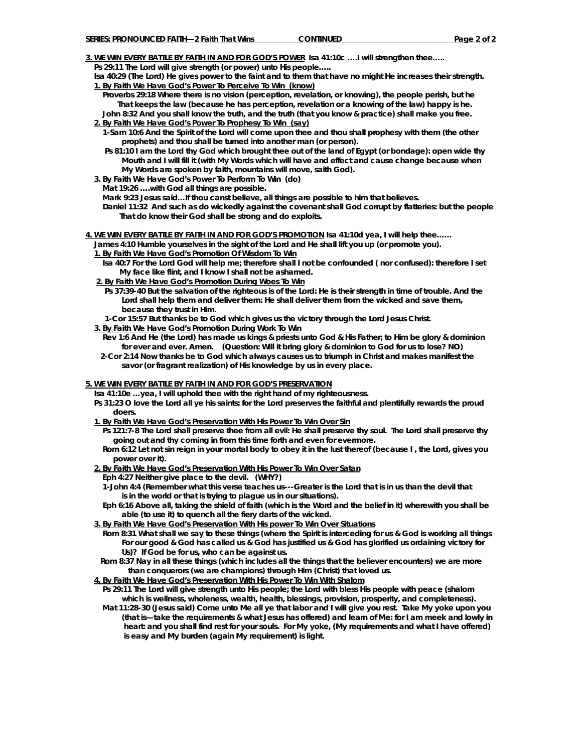**3. WE WIN EVERY BATTLE BY FAITH IN AND FOR GOD'S POWER** Isa 41:10c ….I will strengthen thee…..

Ps 29:11 The Lord will give strength (or power) unto His people…..

Isa 40:29 (The Lord) He gives power to the faint and to them that have no might He increases their strength.

**1. By Faith We Have God's Power To Perceive To Win (know)**

Proverbs 29:18 Where there is no vision (perception, revelation, or knowing), the people perish, but he That keeps the law (because he has perception, revelation or a knowing of the law) happy is he.

John 8:32 And you shall know the truth, and the truth (that you know & practice) shall make you free.

**2. By Faith We Have God's Power To Prophesy To Win (say)**

1-Sam 10:6 And the Spirit of the Lord will come upon thee and thou shall prophesy with them (the other prophets) and thou shall be turned into another man (or person).

Ps 81:10 I am the Lord thy God which brought thee out of the land of Egypt (or bondage): open wide thy Mouth and I will fill it (with My Words which will have and effect and cause change because when My Words are spoken by faith, mountains will move, saith God).

**3. By Faith We Have God's Power To Perform To Win (do)**

Mat 19:26 ….with God all things are possible.

Mark 9:23 Jesus said…If thou canst believe, all things are possible to him that believes.

Daniel 11:32 And such as do wickedly against the covenant shall God corrupt by flatteries: but the people That do know their God shall be strong and do exploits.

**4. WE WIN EVERY BATTLE BY FAITH IN AND FOR GOD'S PROMOTION** Isa 41:10d yea, I will help thee……

James 4:10 Humble yourselves in the sight of the Lord and He shall lift you up (or promote you).

**1. By Faith We Have God's Promotion Of Wisdom To Win**

Isa 40:7 For the Lord God will help me; therefore shall I not be confounded ( nor confused): therefore I set My face like flint, and I know I shall not be ashamed.

**2. By Faith We Have God's Promotion During Woes To Win**

Ps 37:39-40 But the salvation of the righteous is of the Lord: He is their strength in time of trouble. And the Lord shall help them and deliver them: He shall deliver them from the wicked and save them, because they trust in Him.

1-Cor 15:57 But thanks be to God which gives us the victory through the Lord Jesus Christ.

**3. By Faith We Have God's Promotion During Work To Win**

Rev 1:6 And He (the Lord) has made us kings & priests unto God & His Father; to Him be glory & dominion for ever and ever. Amen. (Question: Will it bring glory & dominion to God for us to lose? NO)

2-Cor 2:14 Now thanks be to God which always causes us to triumph in Christ and makes manifest the savor (or fragrant realization) of His knowledge by us in every place.

**5. WE WIN EVERY BATTLE BY FAITH IN AND FOR GOD'S PRESERVATION**

Isa 41:10e …yea, I will uphold thee with the right hand of my righteousness.

Ps 31:23 O love the Lord all ye his saints: for the Lord preserves the faithful and plentifully rewards the proud doers.

**1. By Faith We Have God's Preservation With His Power To Win Over Sin**

Ps 121:7-8 The Lord shall preserve thee from all evil: He shall preserve thy soul. The Lord shall preserve thy going out and thy coming in from this time forth and even for evermore.

Rom 6:12 Let not sin reign in your mortal body to obey it in the lust thereof (because I , the Lord, gives you power over it).

**2. By Faith We Have God's Preservation With His Power To Win Over Satan**

Eph 4:27 Neither give place to the devil. (WHY?)

1-John 4:4 (Remember what this verse teaches us---Greater is the Lord that is in us than the devil that is in the world or that is trying to plague us in our situations).

Eph 6:16 Above all, taking the shield of faith (which is the Word and the belief in it) wherewith you shall be able (to use it) to quench all the fiery darts of the wicked.

**3. By Faith We Have God's Preservation With His power To Win Over Situations**

Rom 8:31 What shall we say to these things (where the Spirit is interceding for us & God is working all things For our good & God has called us & God has justified us & God has glorified us ordaining victory for Us)? If God be for us, who can be against us.

Rom 8:37 Nay in all these things (which includes all the things that the believer encounters) we are more than conquerors (we are champions) through Him (Christ) that loved us.

**4. By Faith We Have God's Preservation With His Power To Win With Shalom**

Ps 29:11 The Lord will give strength unto His people; the Lord with bless His people with peace (shalom which is wellness, wholeness, wealth, health, blessings, provision, prosperity, and completeness).

Mat 11:28-30 (Jesus said) Come unto Me all ye that labor and I will give you rest. Take My yoke upon you (that is—take the requirements & what Jesus has offered) and learn of Me: for I am meek and lowly in heart: and you shall find rest for your souls. For My yoke, (My requirements and what I have offered) is easy and My burden (again My requirement) is light.